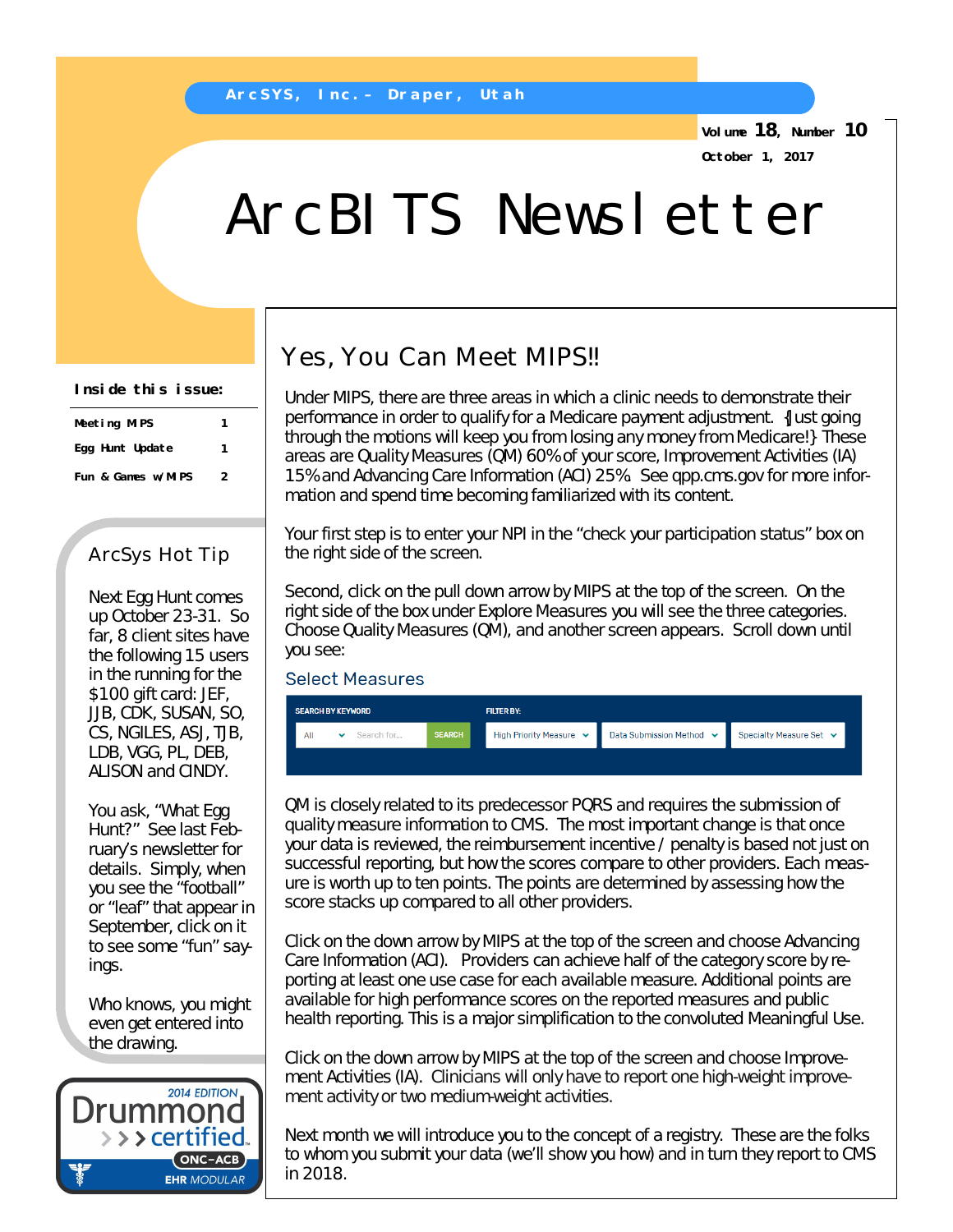ArcSYS, Inc. – Draper, Utah

Volume 18, Number 10
October 1, 2017

# ArcBITS Newsletter

**Inside this issue:**

| | |
|---|---|
| Meeting MIPS | 1 |
| Egg Hunt Update | 1 |
| Fun & Games w/MIPS | 2 |

## ArcSys Hot Tip

Next Egg Hunt comes up October 23-31. So far, 8 client sites have the following 15 users in the running for the $100 gift card: JEF, JJB, CDK, SUSAN, SO, CS, NGILES, ASJ, TJB, LDB, VGG, PL, DEB, ALISON and CINDY.

You ask, “What Egg Hunt?” See last February’s newsletter for details. Simply, when you see the “football” or “leaf” that appear in September, click on it to see some “fun” sayings.

Who knows, you might even get entered into the drawing.

2014 EDITION Drummond certified ONC-ACB EHR MODULAR

## Yes, You Can Meet MIPS!!

Under MIPS, there are three areas in which a clinic needs to demonstrate their performance in order to qualify for a Medicare payment adjustment. {Just going through the motions will keep you from losing any money from Medicare!} These areas are Quality Measures (QM) 60% of your score, Improvement Activities (IA) 15% and Advancing Care Information (ACI) 25%. See qpp.cms.gov for more information and spend time becoming familiarized with its content.

Your first step is to enter your NPI in the “check your participation status” box on the right side of the screen.

Second, click on the pull down arrow by MIPS at the top of the screen. On the right side of the box under Explore Measures you will see the three categories. Choose Quality Measures (QM), and another screen appears. Scroll down until you see:

### Select Measures

SEARCH BY KEYWORD: All | Search for... | SEARCH
FILTER BY: High Priority Measure | Data Submission Method | Specialty Measure Set

QM is closely related to its predecessor PQRS and requires the submission of quality measure information to CMS. The most important change is that once your data is reviewed, the reimbursement incentive / penalty is based not just on successful reporting, but how the scores compare to other providers. Each measure is worth up to ten points. The points are determined by assessing how the score stacks up compared to all other providers.

Click on the down arrow by MIPS at the top of the screen and choose Advancing Care Information (ACI). Providers can achieve half of the category score by reporting at least one use case for each available measure. Additional points are available for high performance scores on the reported measures and public health reporting. This is a major simplification to the convoluted Meaningful Use.

Click on the down arrow by MIPS at the top of the screen and choose Improvement Activities (IA). Clinicians will only have to report one high-weight improvement activity or two medium-weight activities.

Next month we will introduce you to the concept of a registry. These are the folks to whom you submit your data (we’ll show you how) and in turn they report to CMS in 2018.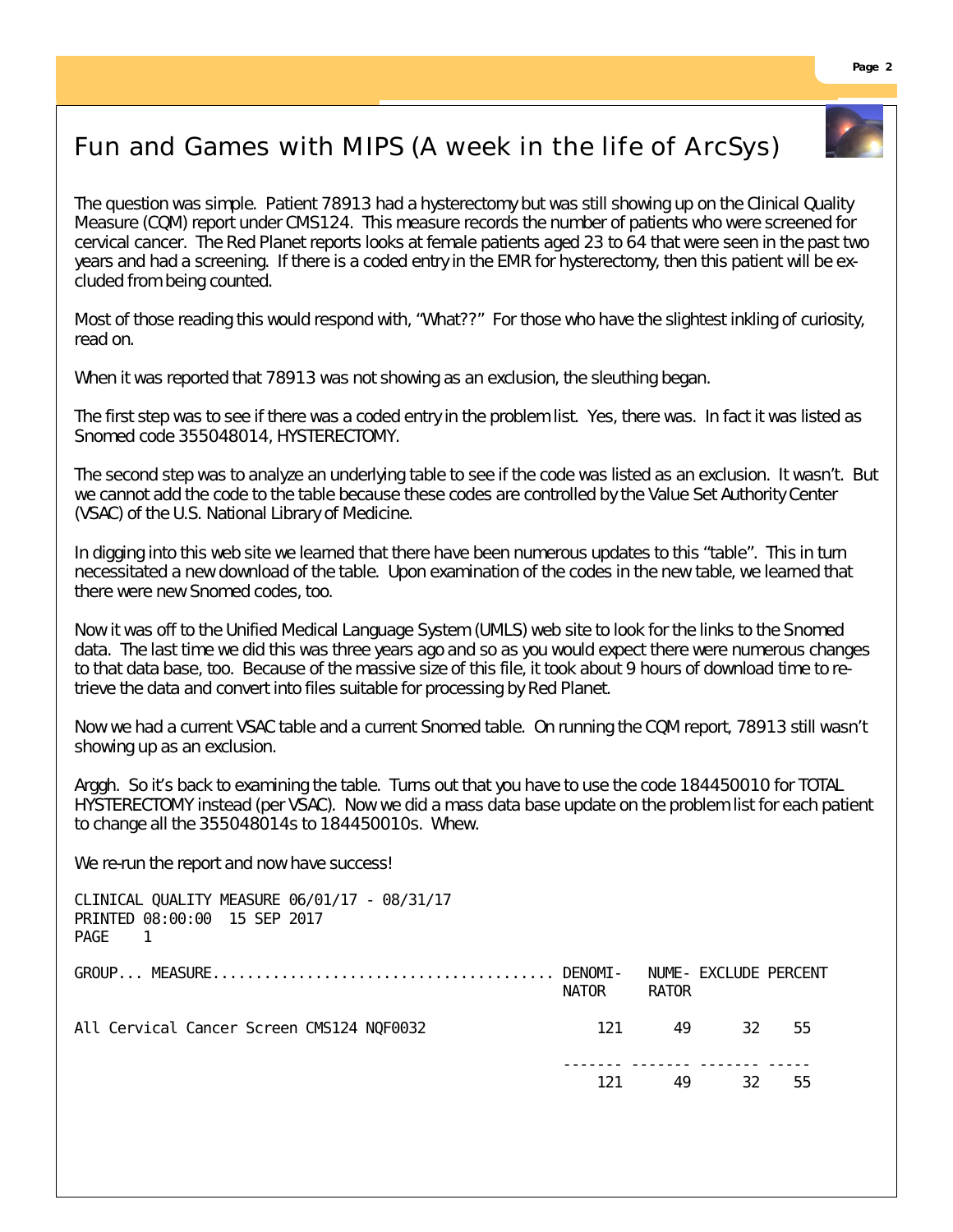# Fun and Games with MIPS (A week in the life of ArcSys)

The question was simple. Patient 78913 had a hysterectomy but was still showing up on the Clinical Quality Measure (CQM) report under CMS124. This measure records the number of patients who were screened for cervical cancer. The Red Planet reports looks at female patients aged 23 to 64 that were seen in the past two years and had a screening. If there is a coded entry in the EMR for hysterectomy, then this patient will be excluded from being counted.

Most of those reading this would respond with, "What??" For those who have the slightest inkling of curiosity, read on.

When it was reported that 78913 was not showing as an exclusion, the sleuthing began.

The first step was to see if there was a coded entry in the problem list. Yes, there was. In fact it was listed as Snomed code 355048014, HYSTERECTOMY.

The second step was to analyze an underlying table to see if the code was listed as an exclusion. It wasn't. But we cannot add the code to the table because these codes are controlled by the Value Set Authority Center (VSAC) of the U.S. National Library of Medicine.

In digging into this web site we learned that there have been numerous updates to this "table". This in turn necessitated a new download of the table. Upon examination of the codes in the new table, we learned that there were new Snomed codes, too.

Now it was off to the Unified Medical Language System (UMLS) web site to look for the links to the Snomed data. The last time we did this was three years ago and so as you would expect there were numerous changes to that data base, too. Because of the massive size of this file, it took about 9 hours of download time to retrieve the data and convert into files suitable for processing by Red Planet.

Now we had a current VSAC table and a current Snomed table. On running the CQM report, 78913 still wasn't showing up as an exclusion.

Arggh. So it's back to examining the table. Turns out that you have to use the code 184450010 for TOTAL HYSTERECTOMY instead (per VSAC). Now we did a mass data base update on the problem list for each patient to change all the 355048014s to 184450010s. Whew.

We re-run the report and now have success!

```
CLINICAL QUALITY MEASURE 06/01/17 - 08/31/17
PRINTED 08:00:00  15 SEP 2017
PAGE    1

GROUP... MEASURE....................................... DENOMI-   NUME- EXCLUDE PERCENT
                                                        NATOR     RATOR

All Cervical Cancer Screen CMS124 NQF0032                   121      49      32    55

                                                        ------- ------- ------- -----
                                                            121      49      32    55
```